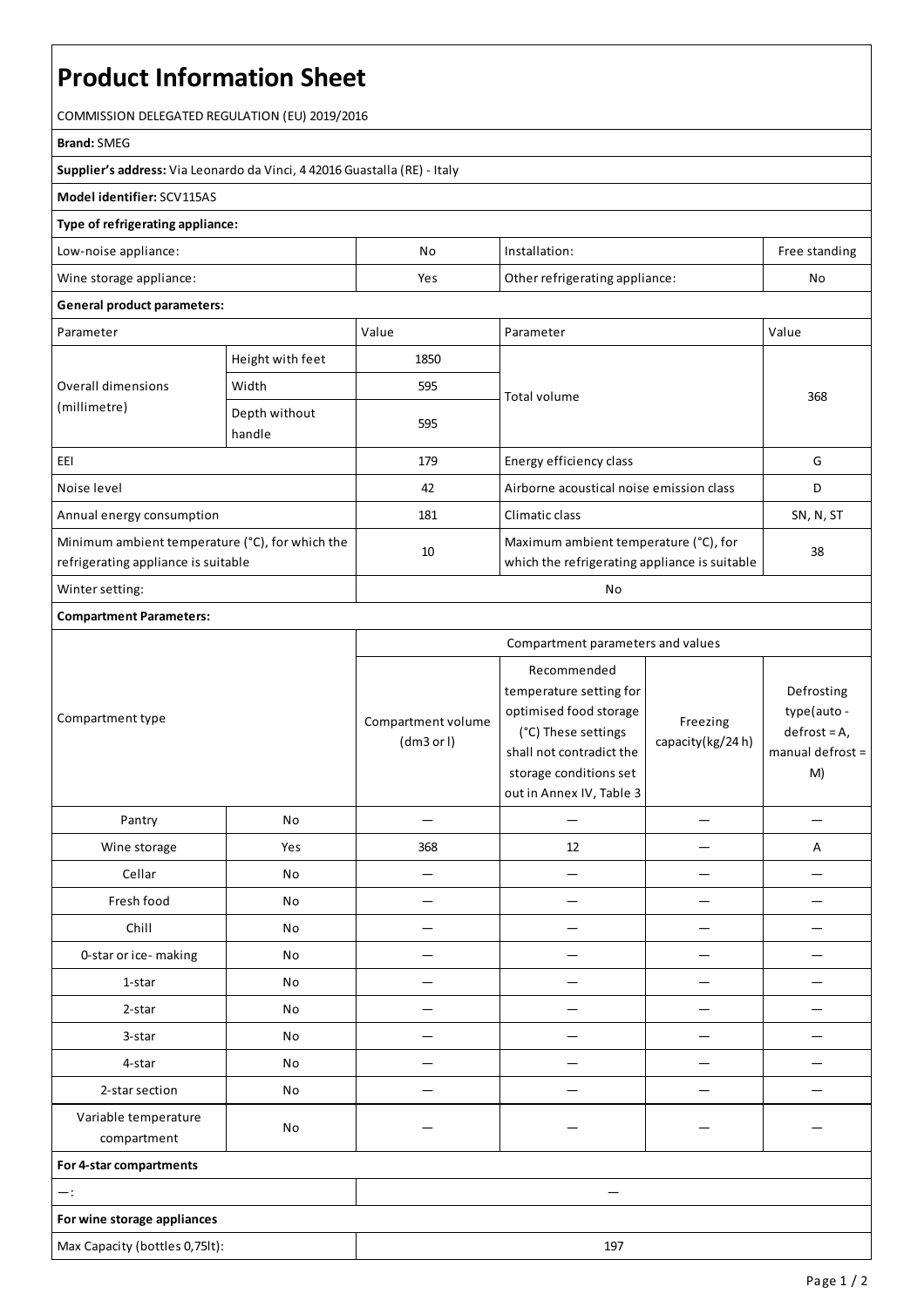# Product Information Sheet

COMMISSION DELEGATED REGULATION (EU) 2019/2016

**Brand:** SMEG

**Supplier's address:** Via Leonardo da Vinci, 4 42016 Guastalla (RE) - Italy

**Model identifier:** SCV115AS

**Type of refrigerating appliance:**

| | | | |
|---|---|---|---|
| Low-noise appliance: | No | Installation: | Free standing |
| Wine storage appliance: | Yes | Other refrigerating appliance: | No |

**General product parameters:**

| Parameter | | Value | Parameter | Value |
|---|---|---|---|---|
| Overall dimensions (millimetre) | Height with feet | 1850 | Total volume | 368 |
| | Width | 595 | | |
| | Depth without handle | 595 | | |
| EEI | | 179 | Energy efficiency class | G |
| Noise level | | 42 | Airborne acoustical noise emission class | D |
| Annual energy consumption | | 181 | Climatic class | SN, N, ST |
| Minimum ambient temperature (°C), for which the refrigerating appliance is suitable | | 10 | Maximum ambient temperature (°C), for which the refrigerating appliance is suitable | 38 |
| Winter setting: | | No | | |

**Compartment Parameters:**

| Compartment type | | Compartment parameters and values | | | |
|---|---|---|---|---|---|
| | | Compartment volume (dm3 or l) | Recommended temperature setting for optimised food storage (°C) These settings shall not contradict the storage conditions set out in Annex IV, Table 3 | Freezing capacity(kg/24 h) | Defrosting type(auto - defrost = A, manual defrost = M) |
| Pantry | No | — | — | — | — |
| Wine storage | Yes | 368 | 12 | — | A |
| Cellar | No | — | — | — | — |
| Fresh food | No | — | — | — | — |
| Chill | No | — | — | — | — |
| 0-star or ice- making | No | — | — | — | — |
| 1-star | No | — | — | — | — |
| 2-star | No | — | — | — | — |
| 3-star | No | — | — | — | — |
| 4-star | No | — | — | — | — |
| 2-star section | No | — | — | — | — |
| Variable temperature compartment | No | — | — | — | — |

**For 4-star compartments**

| | |
|---|---|
| —: | — |

**For wine storage appliances**

| | |
|---|---|
| Max Capacity (bottles 0,75lt): | 197 |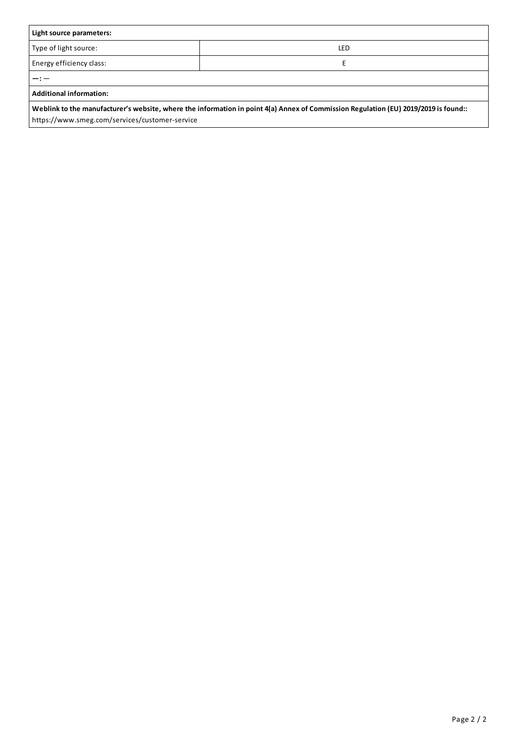| Light source parameters: | |
|---|---|
| Type of light source: | LED |
| Energy efficiency class: | E |
| —: — | |

**Additional information:**

**Weblink to the manufacturer's website, where the information in point 4(a) Annex of Commission Regulation (EU) 2019/2019 is found::**
https://www.smeg.com/services/customer-service